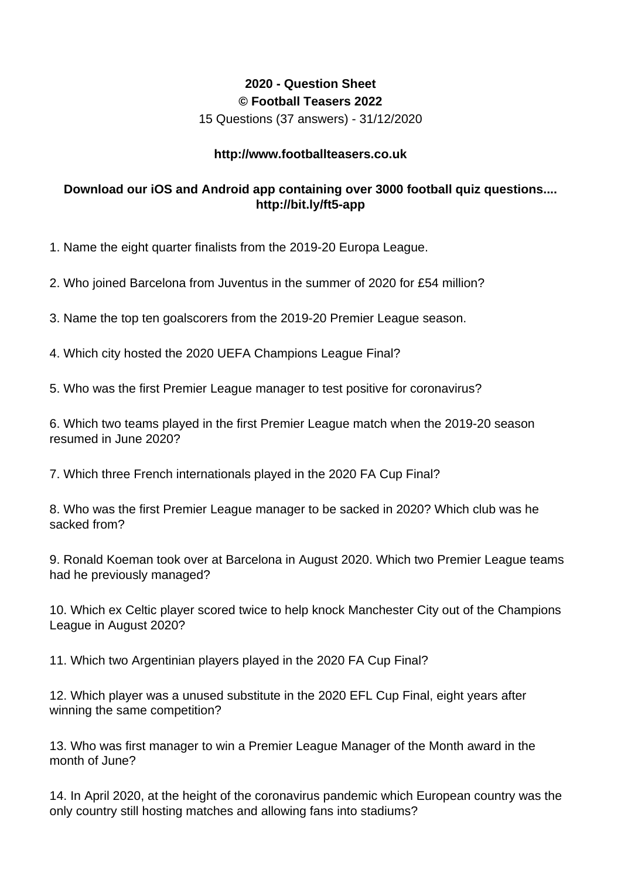**2020 - Question Sheet**

**© Football Teasers 2022**

15 Questions (37 answers) - 31/12/2020

**http://www.footballteasers.co.uk**

**Download our iOS and Android app containing over 3000 football quiz questions.... http://bit.ly/ft5-app**

1. Name the eight quarter finalists from the 2019-20 Europa League.

2. Who joined Barcelona from Juventus in the summer of 2020 for £54 million?

3. Name the top ten goalscorers from the 2019-20 Premier League season.

4. Which city hosted the 2020 UEFA Champions League Final?

5. Who was the first Premier League manager to test positive for coronavirus?

6. Which two teams played in the first Premier League match when the 2019-20 season resumed in June 2020?

7. Which three French internationals played in the 2020 FA Cup Final?

8. Who was the first Premier League manager to be sacked in 2020? Which club was he sacked from?

9. Ronald Koeman took over at Barcelona in August 2020. Which two Premier League teams had he previously managed?

10. Which ex Celtic player scored twice to help knock Manchester City out of the Champions League in August 2020?

11. Which two Argentinian players played in the 2020 FA Cup Final?

12. Which player was a unused substitute in the 2020 EFL Cup Final, eight years after winning the same competition?

13. Who was first manager to win a Premier League Manager of the Month award in the month of June?

14. In April 2020, at the height of the coronavirus pandemic which European country was the only country still hosting matches and allowing fans into stadiums?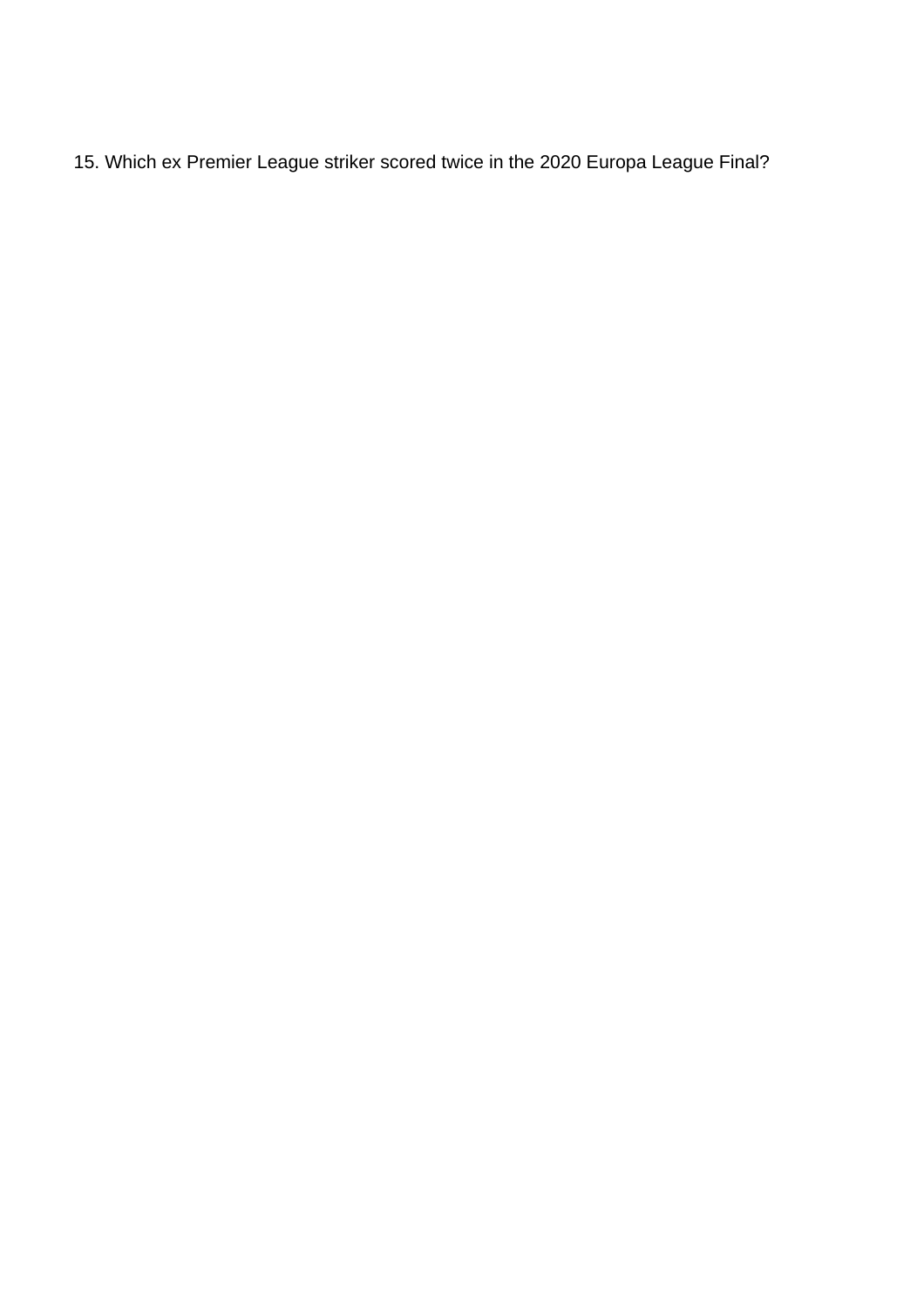15. Which ex Premier League striker scored twice in the 2020 Europa League Final?